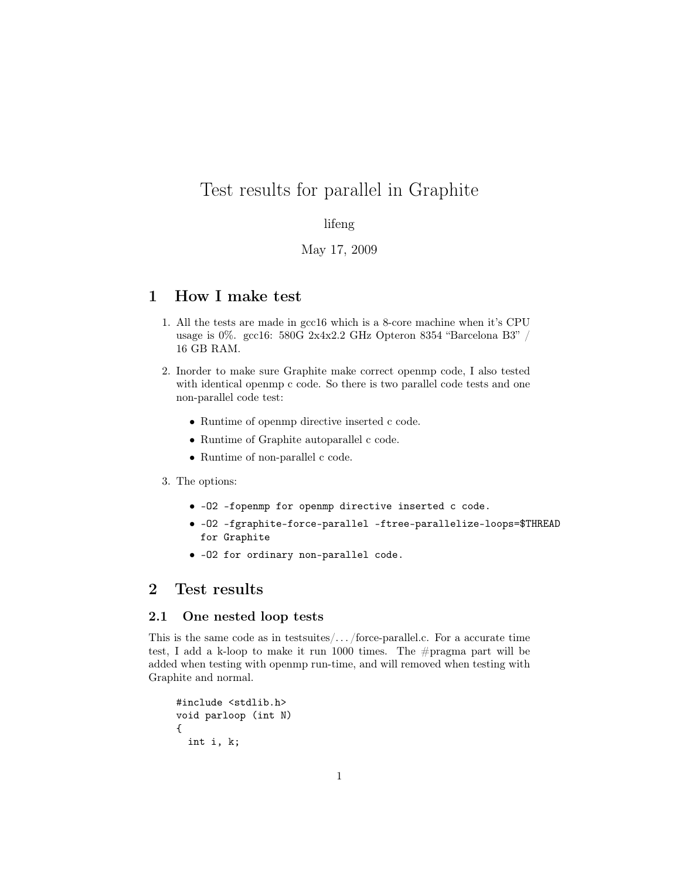# Test results for parallel in Graphite

lifeng

May 17, 2009

## 1 How I make test

1. All the tests are made in gcc16 which is a 8-core machine when it's CPU usage is 0%. gcc16: 580G 2x4x2.2 GHz Opteron 8354 "Barcelona B3" / 16 GB RAM.

2. Inorder to make sure Graphite make correct openmp code, I also tested with identical openmp c code. So there is two parallel code tests and one non-parallel code test:

   - Runtime of openmp directive inserted c code.
   - Runtime of Graphite autoparallel c code.
   - Runtime of non-parallel c code.

3. The options:

   - `-O2 -fopenmp for openmp directive inserted c code.`
   - `-O2 -fgraphite-force-parallel -ftree-parallelize-loops=$THREAD for Graphite`
   - `-O2 for ordinary non-parallel code.`

## 2 Test results

### 2.1 One nested loop tests

This is the same code as in testsuites/.../force-parallel.c. For a accurate time test, I add a k-loop to make it run 1000 times. The #pragma part will be added when testing with openmp run-time, and will removed when testing with Graphite and normal.

```
#include <stdlib.h>
void parloop (int N)
{
  int i, k;
```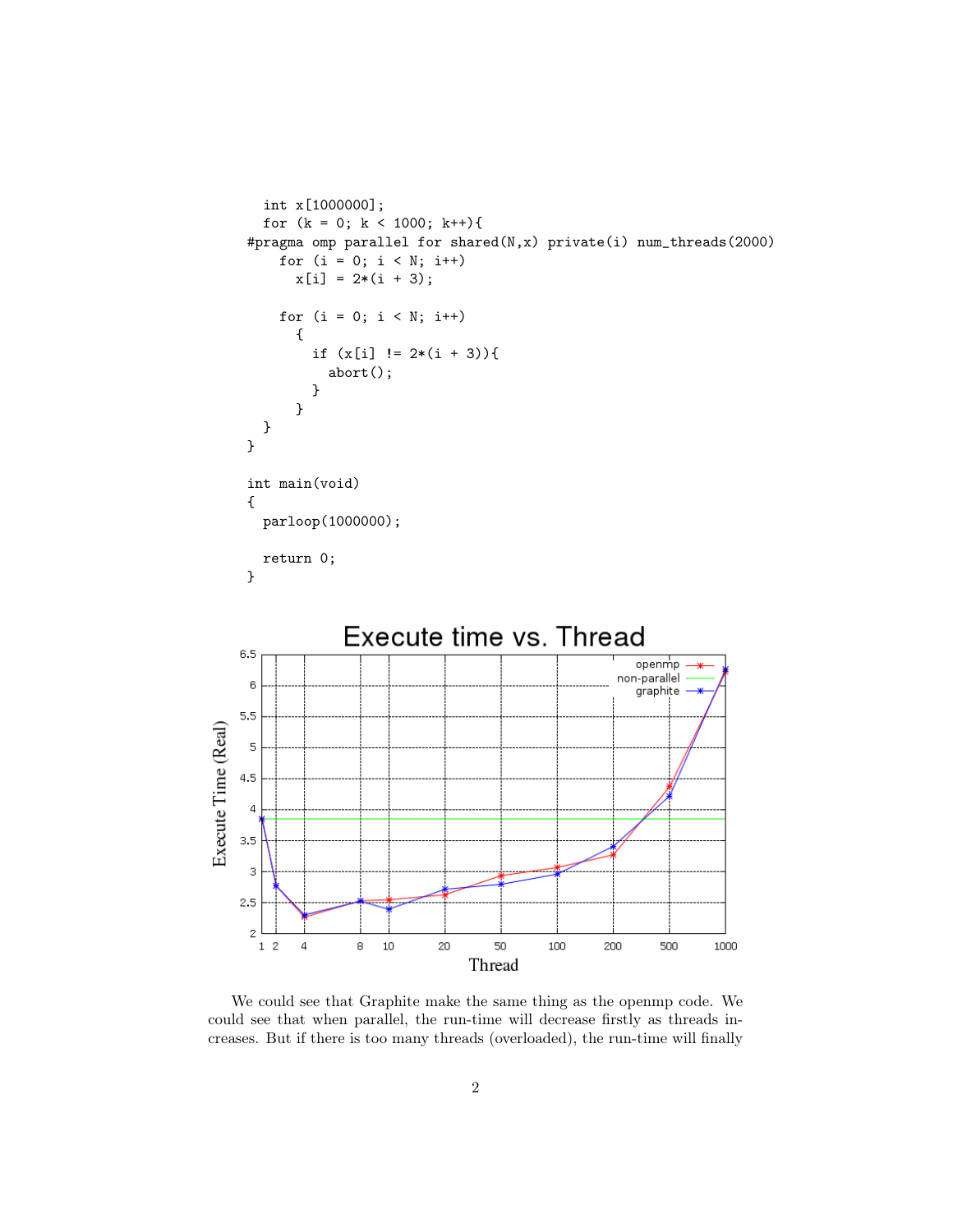```
  int x[1000000];
  for (k = 0; k < 1000; k++){
#pragma omp parallel for shared(N,x) private(i) num_threads(2000)
    for (i = 0; i < N; i++)
      x[i] = 2*(i + 3);

    for (i = 0; i < N; i++)
      {
        if (x[i] != 2*(i + 3)){
          abort();
        }
      }
  }
}

int main(void)
{
  parloop(1000000);

  return 0;
}
```

We could see that Graphite make the same thing as the openmp code. We could see that when parallel, the run-time will decrease firstly as threads increases. But if there is too many threads (overloaded), the run-time will finally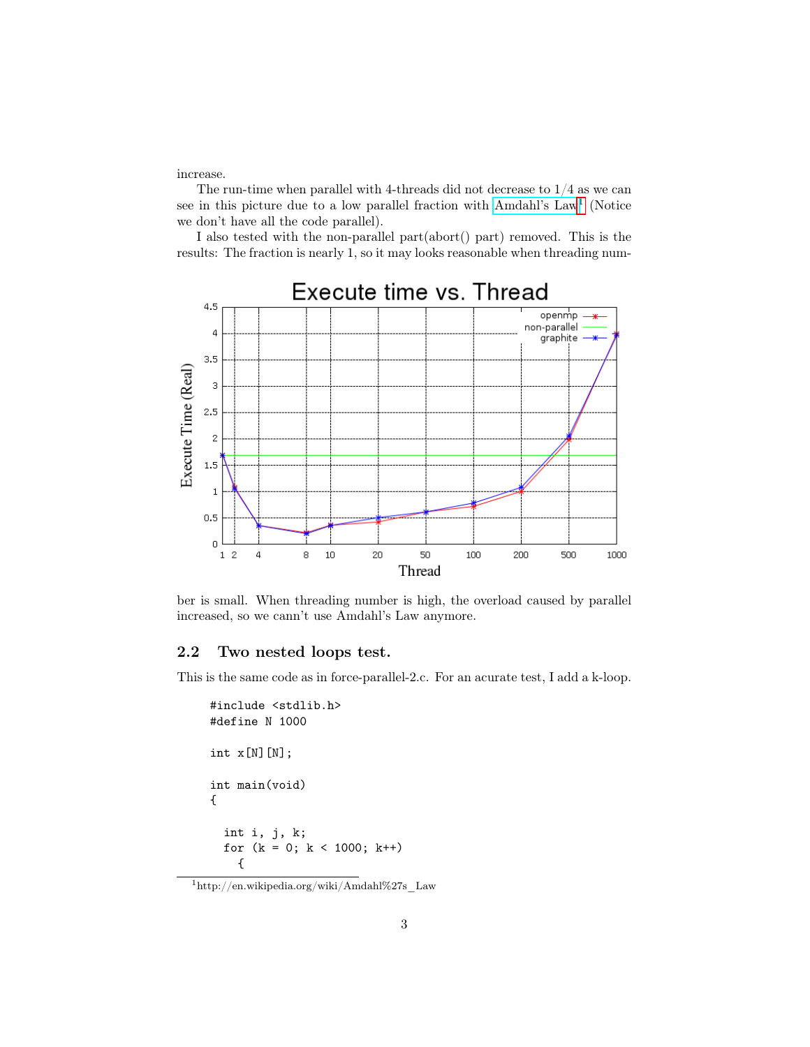increase.

The run-time when parallel with 4-threads did not decrease to 1/4 as we can see in this picture due to a low parallel fraction with Amdahl's Law[1] (Notice we don't have all the code parallel).

I also tested with the non-parallel part(abort() part) removed. This is the results: The fraction is nearly 1, so it may looks reasonable when threading number is small. When threading number is high, the overload caused by parallel increased, so we cann't use Amdahl's Law anymore.

## 2.2 Two nested loops test.

This is the same code as in force-parallel-2.c. For an acurate test, I add a k-loop.

```
#include <stdlib.h>
#define N 1000

int x[N][N];

int main(void)
{

  int i, j, k;
  for (k = 0; k < 1000; k++)
    {
```

[1] http://en.wikipedia.org/wiki/Amdahl%27s_Law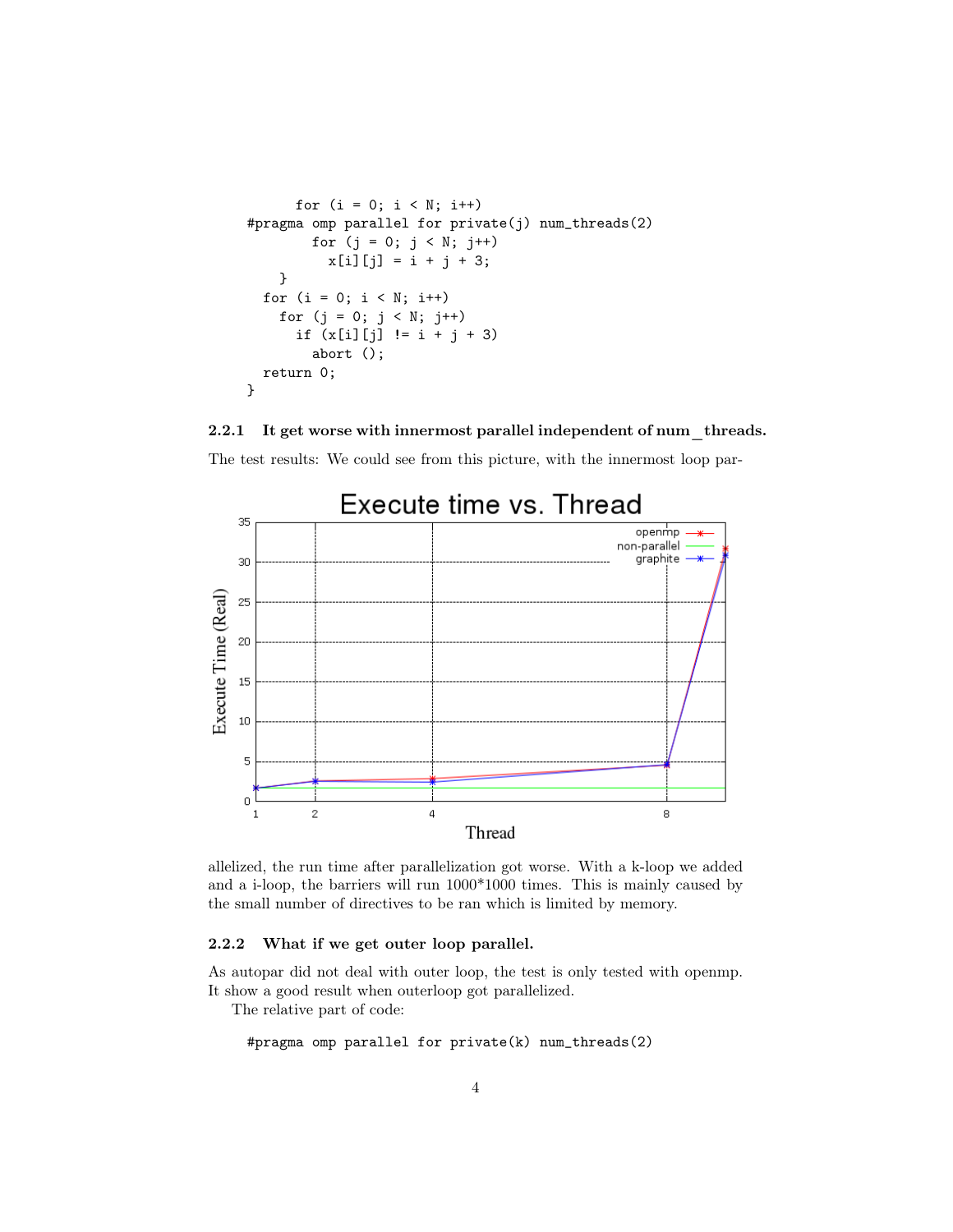```
      for (i = 0; i < N; i++)
#pragma omp parallel for private(j) num_threads(2)
        for (j = 0; j < N; j++)
          x[i][j] = i + j + 3;
    }
  for (i = 0; i < N; i++)
    for (j = 0; j < N; j++)
      if (x[i][j] != i + j + 3)
        abort ();
  return 0;
}
```

#### 2.2.1 It get worse with innermost parallel independent of num_threads.

The test results: We could see from this picture, with the innermost loop parallelized, the run time after parallelization got worse. With a k-loop we added and a i-loop, the barriers will run 1000*1000 times. This is mainly caused by the small number of directives to be ran which is limited by memory.

#### 2.2.2 What if we get outer loop parallel.

As autopar did not deal with outer loop, the test is only tested with openmp. It show a good result when outerloop got parallelized.

The relative part of code:

```
#pragma omp parallel for private(k) num_threads(2)
```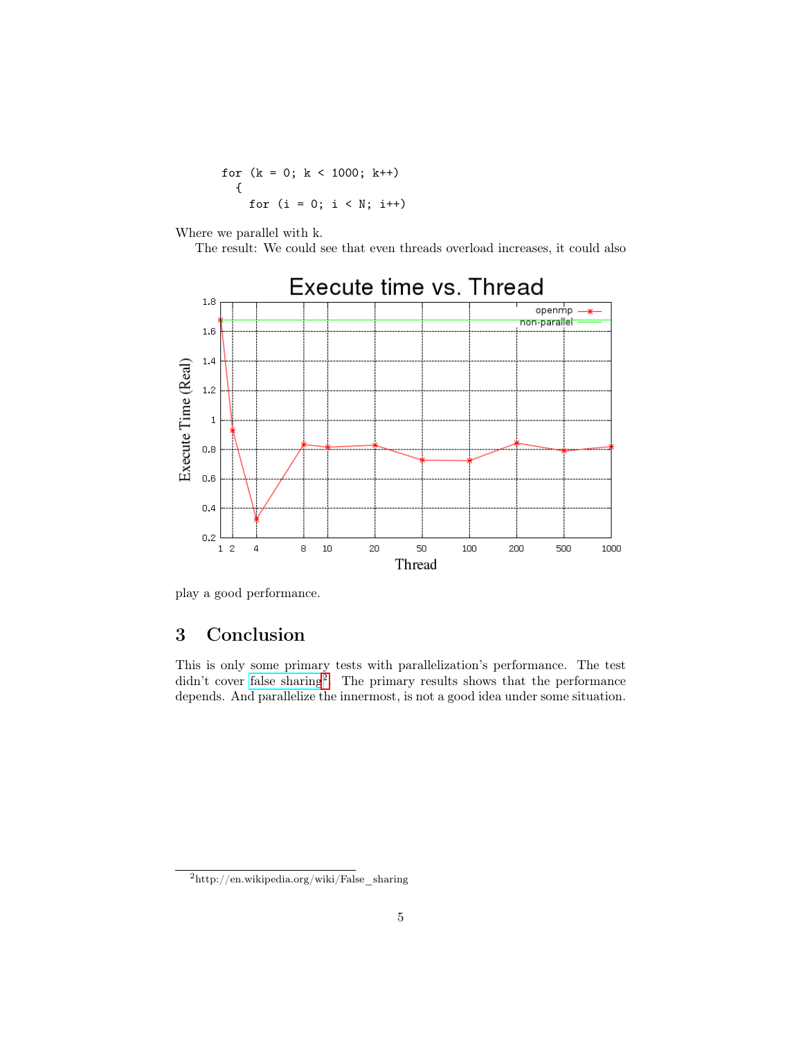```
for (k = 0; k < 1000; k++)
  {
    for (i = 0; i < N; i++)
```

Where we parallel with k.

The result: We could see that even threads overload increases, it could also

Execute time vs. Thread

openmp
non-parallel

Execute Time (Real)

1.8
1.6
1.4
1.2
1
0.8
0.6
0.4
0.2

1 2 4 8 10 20 50 100 200 500 1000

Thread

play a good performance.

## 3 Conclusion

This is only some primary tests with parallelization's performance. The test didn't cover false sharing[2]. The primary results shows that the performance depends. And parallelize the innermost, is not a good idea under some situation.

[2]http://en.wikipedia.org/wiki/False_sharing